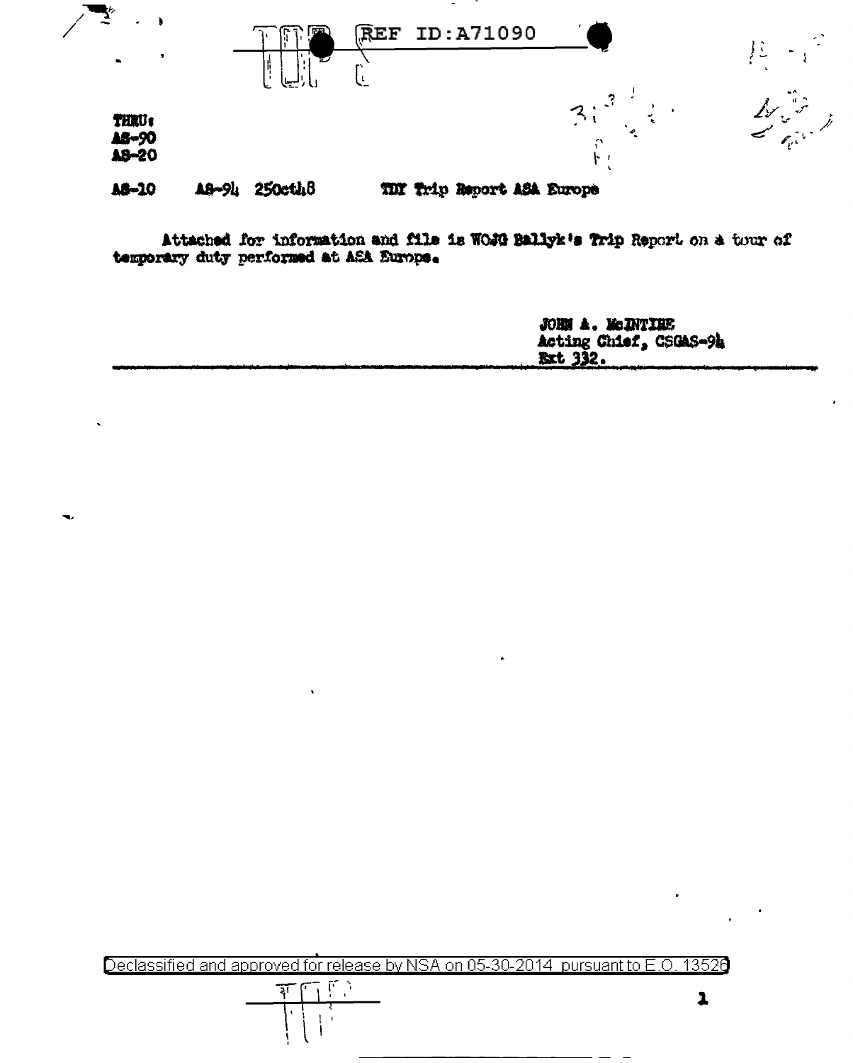TOP

REF ID:A71090

THRU:
AS-90
AS-20

AS-10 AS-94 25Oct48 TDY Trip Report ASA Europe

Attached for information and file is WOJG Ballyk's Trip Report on a tour of temporary duty performed at ASA Europe.

JOHN A. McINTIRE
Acting Chief, CSGAS-94
Ext 332.

Declassified and approved for release by NSA on 05-30-2014 pursuant to E.O. 13526

TOP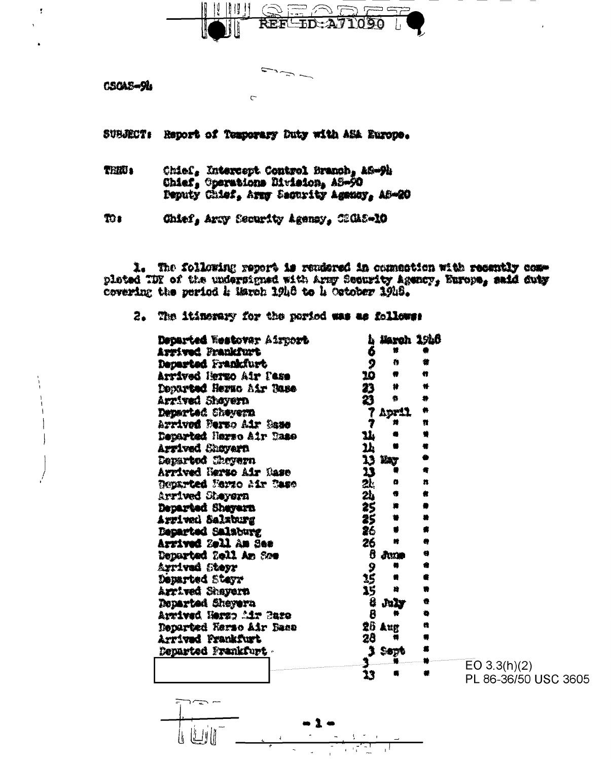CSGAS-94

SUBJECT: Report of Temporary Duty with ASA Europe.

THRU: Chief, Intercept Control Branch, AS-94
Chief, Operations Division, AS-90
Deputy Chief, Army Security Agency, AS-20

TO: Chief, Army Security Agency, CSGAS-10

1. The following report is rendered in connection with recently completed TDY of the undersigned with Army Security Agency, Europe, said duty covering the period 4 March 1948 to 4 October 1948.

2. The itinerary for the period was as follows:

| | |
|---|---|
| Departed Westover Airport | 4 March 1948 |
| Arrived Frankfurt | 6 " " |
| Departed Frankfurt | 9 " " |
| Arrived Herzo Air Base | 10 " " |
| Departed Herzo Air Base | 23 " " |
| Arrived Sheyern | 23 " " |
| Departed Sheyern | 7 April " |
| Arrived Herzo Air Base | 7 " " |
| Departed Herzo Air Base | 14 " " |
| Arrived Sheyern | 14 " " |
| Departed Sheyern | 13 May " |
| Arrived Herzo Air Base | 13 " " |
| Departed Herzo Air Base | 24 " " |
| Arrived Sheyern | 24 " " |
| Departed Sheyern | 25 " " |
| Arrived Salzburg | 25 " " |
| Departed Salzburg | 26 " " |
| Arrived Zell Am See | 26 " " |
| Departed Zell Am See | 8 June " |
| Arrived Steyr | 9 " " |
| Departed Steyr | 15 " " |
| Arrived Sheyern | 15 " " |
| Departed Sheyern | 8 July " |
| Arrived Herzo Air Base | 8 " " |
| Departed Herzo Air Base | 28 Aug " |
| Arrived Frankfurt | 28 " " |
| Departed Frankfurt | 3 Sept " |
| [redacted] | 3 " " |
| | 13 " " |

EO 3.3(h)(2)
PL 86-36/50 USC 3605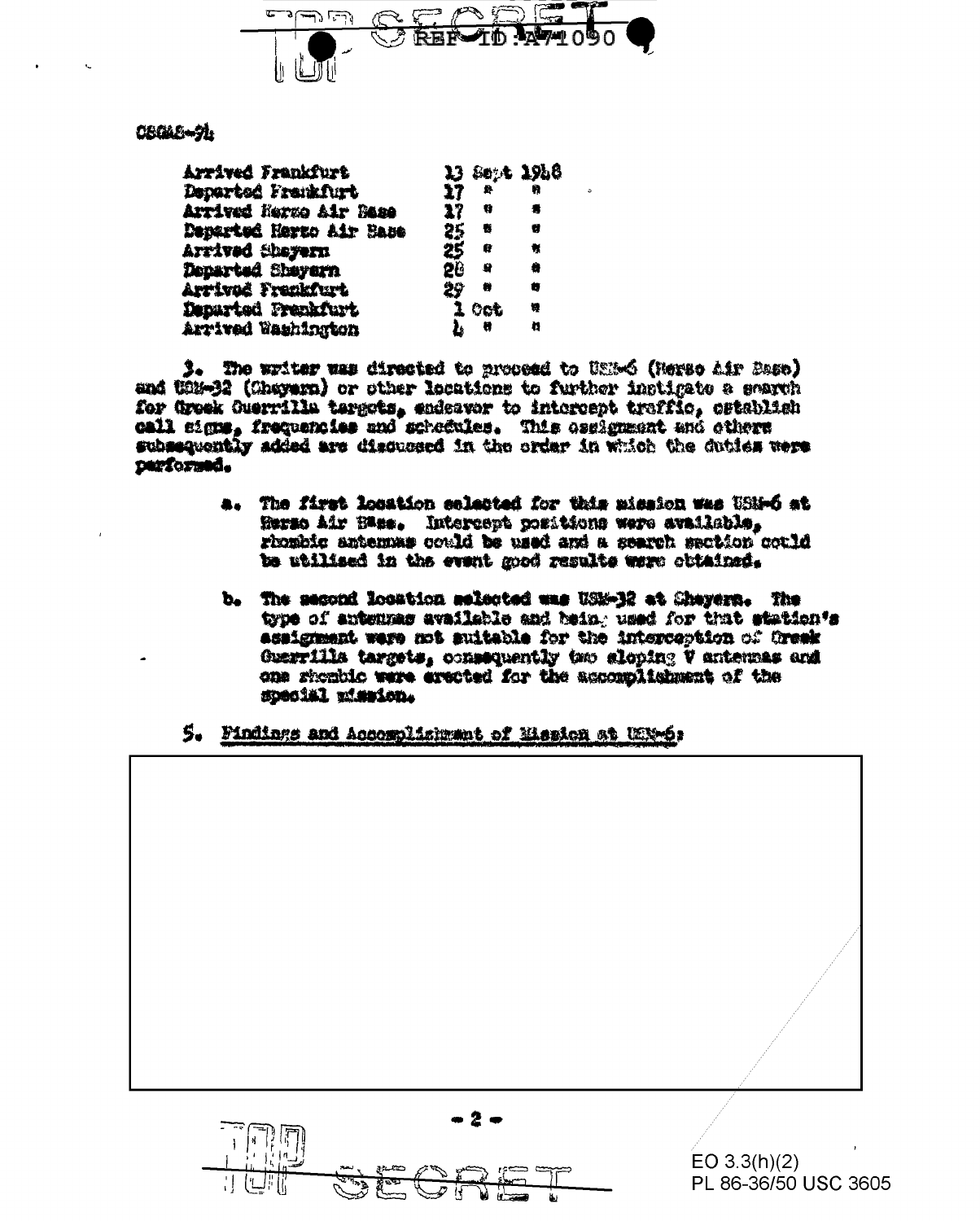CSGAS-94

| | |
|---|---|
| Arrived Frankfurt | 13 Sept 1948 |
| Departed Frankfurt | 17 " " |
| Arrived Herzo Air Base | 17 " " |
| Departed Herzo Air Base | 25 " " |
| Arrived Sheyern | 25 " " |
| Departed Sheyern | 28 " " |
| Arrived Frankfurt | 29 " " |
| Departed Frankfurt | 1 Oct " |
| Arrived Washington | 4 " " |

3. The writer was directed to proceed to USM-6 (Herzo Air Base) and USM-32 (Sheyern) or other locations to further instigate a search for Greek Guerrilla targets, endeavor to intercept traffic, establish call signs, frequencies and schedules. This assignment and others subsequently added are discussed in the order in which the duties were performed.

a. The first location selected for this mission was USM-6 at Herzo Air Base. Intercept positions were available, rhombic antennas could be used and a search section could be utilized in the event good results were obtained.

b. The second location selected was USM-32 at Sheyern. The type of antennas available and being used for that station's assignment were not suitable for the interception of Greek Guerrilla targets, consequently two sloping V antennas and one rhombic were erected for the accomplishment of the special mission.

5. Findings and Accomplishment of Mission at USM-6:

EO 3.3(h)(2)
PL 86-36/50 USC 3605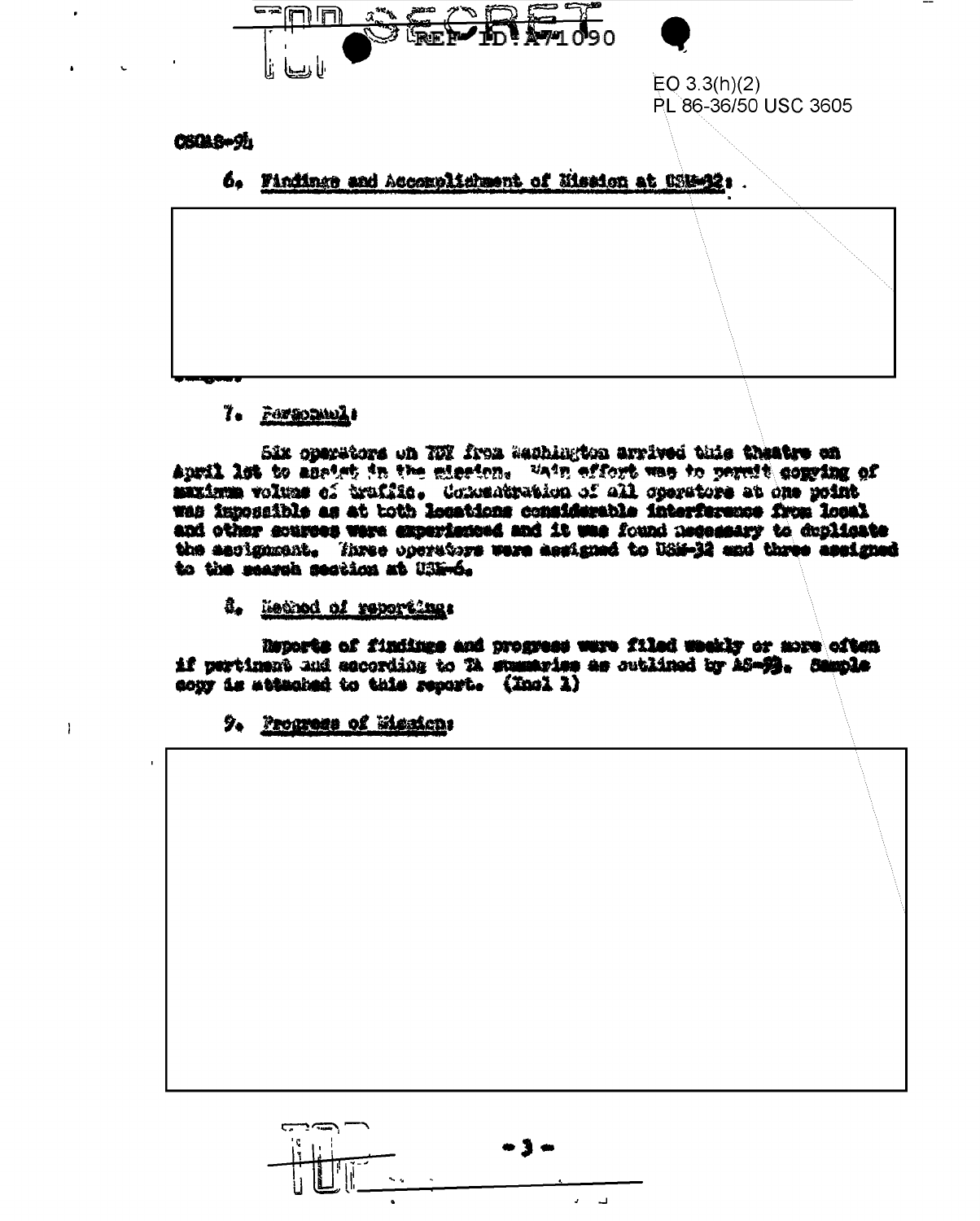TOP SECRET

REF ID:A71090

EO 3.3(h)(2)
PL 86-36/50 USC 3605

CSGAS-94

6. Findings and Accomplishment of Mission at USM-32:

7. Personnel:

Six operators on TDY from Washington arrived this theatre on April 1st to assist in the mission. Main effort was to permit copying of maximum volume of traffic. Concentration of all operators at one point was impossible as at both locations considerable interference from local and other sources were experienced and it was found necessary to duplicate the assignment. Three operators were assigned to USM-32 and three assigned to the search section at USM-6.

8. Method of reporting:

Reports of findings and progress were filed weekly or more often if pertinent and according to TA summaries as outlined by AS-93. Sample copy is attached to this report. (Incl 1)

9. Progress of Mission:

TOP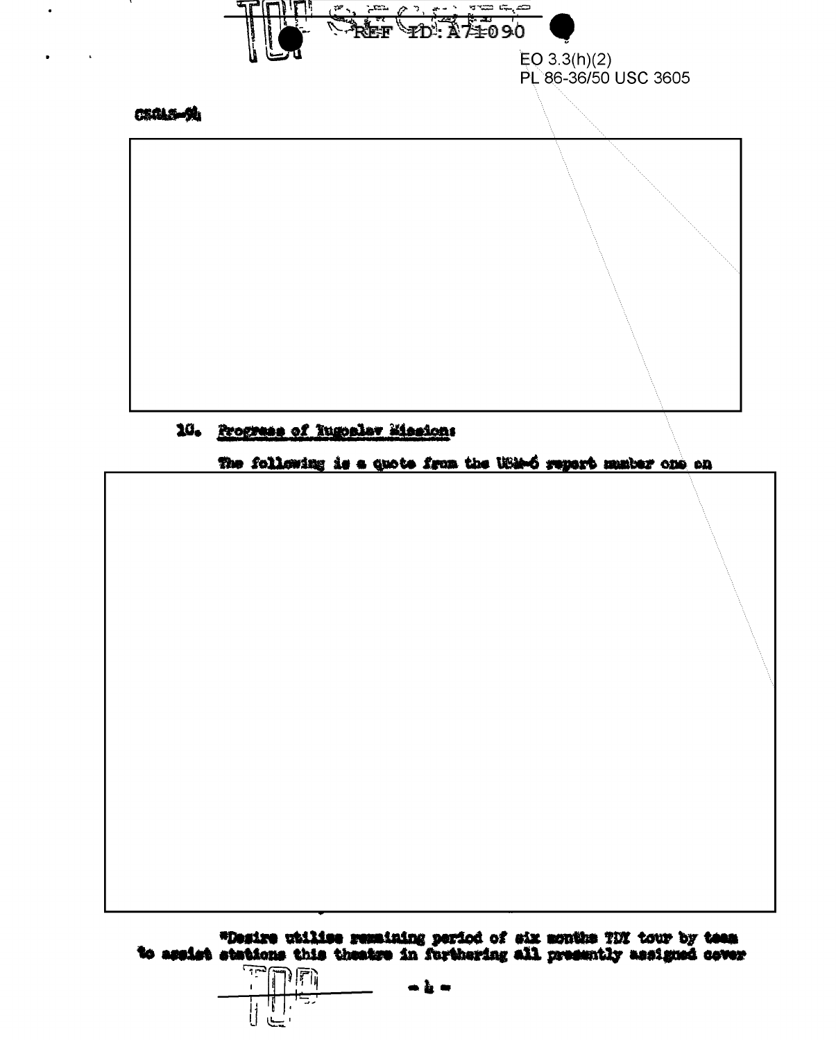EO 3.3(h)(2)
PL 86-36/50 USC 3605

CSGAS-94

10. Progress of Yugoslav Missions

The following is a quote from the USM-6 report number one on

"Desire utilize remaining period of six months TDY tour by team to assist stations this theatre in furthering all presently assigned cover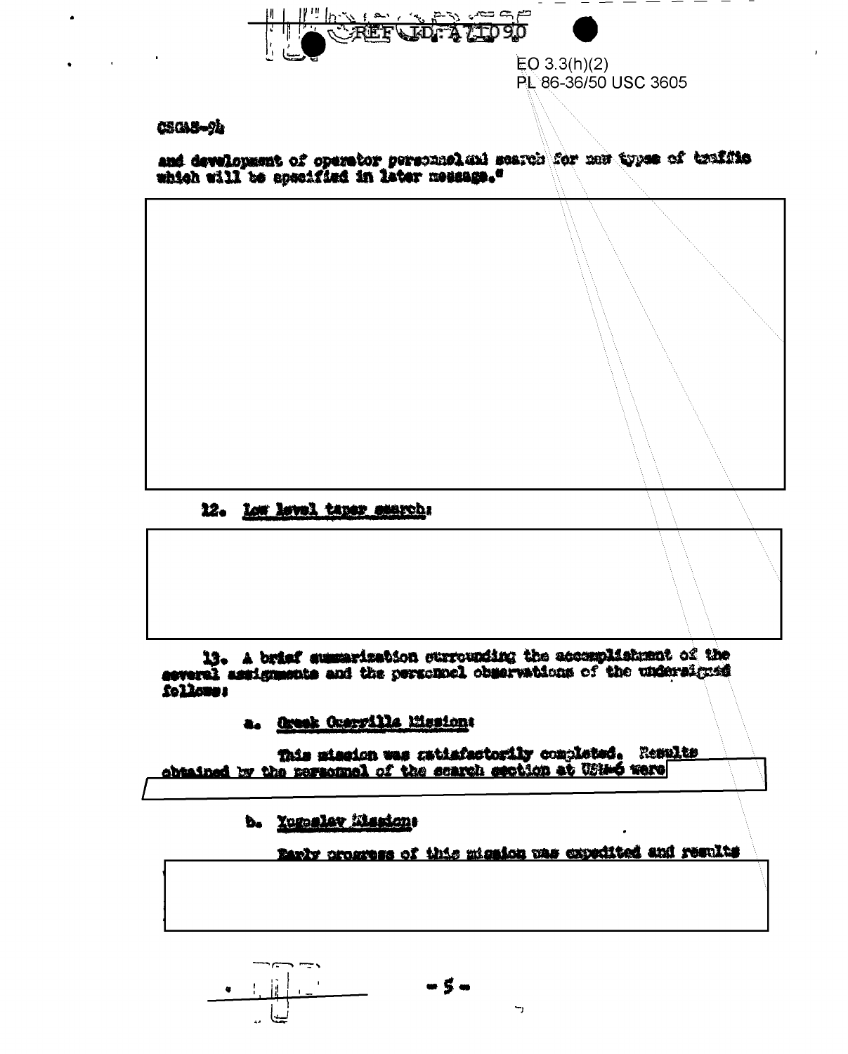REF ID:A71090

EO 3.3(h)(2)
PL 86-36/50 USC 3605

CSGAS-94

and development of operator personnel and search for new types of traffic which will be specified in later message."

12. Low level taper search:

13. A brief summarization surrounding the accomplishment of the several assignments and the personnel observations of the undersigned follows:

a. Greek Guerrilla Mission:

This mission was satisfactorily completed. Results obtained by the personnel of the search section at USM-6 were

b. Yugoslav Mission:

Early progress of this mission was expedited and results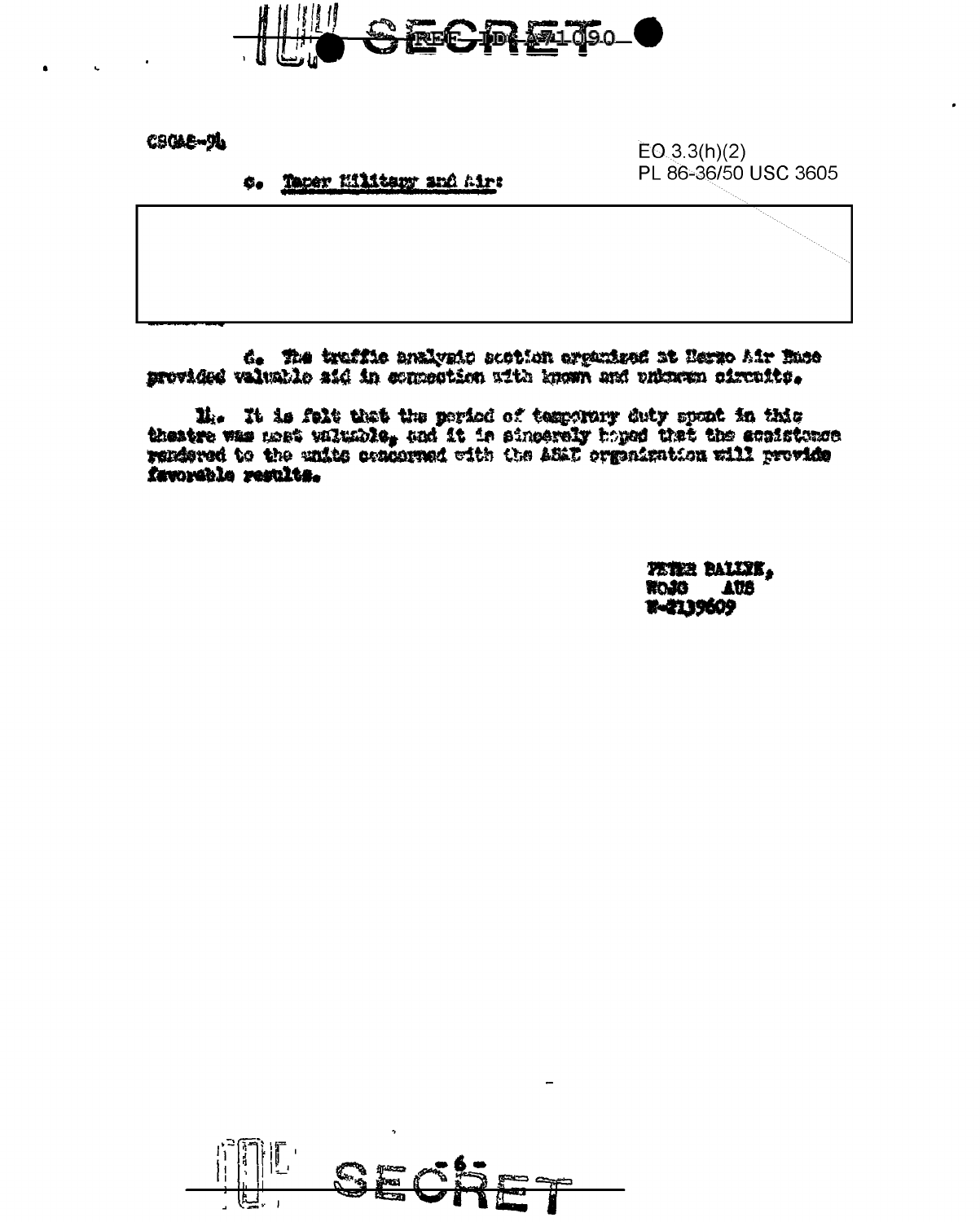CSGAS-94

EO 3.3(h)(2)
PL 86-36/50 USC 3605

c. Taper Military and Air:

[redacted]

d. The traffic analysis section organized at Nemzo Air Base provided valuable aid in connection with known and unknown circuits.

14. It is felt that the period of temporary duty spent in this theatre was most valuable, and it is sincerely hoped that the assistance rendered to the units concerned with the ASAT organization will provide favorable results.

PETER BALIKE,
WOJG AUS
W-2139609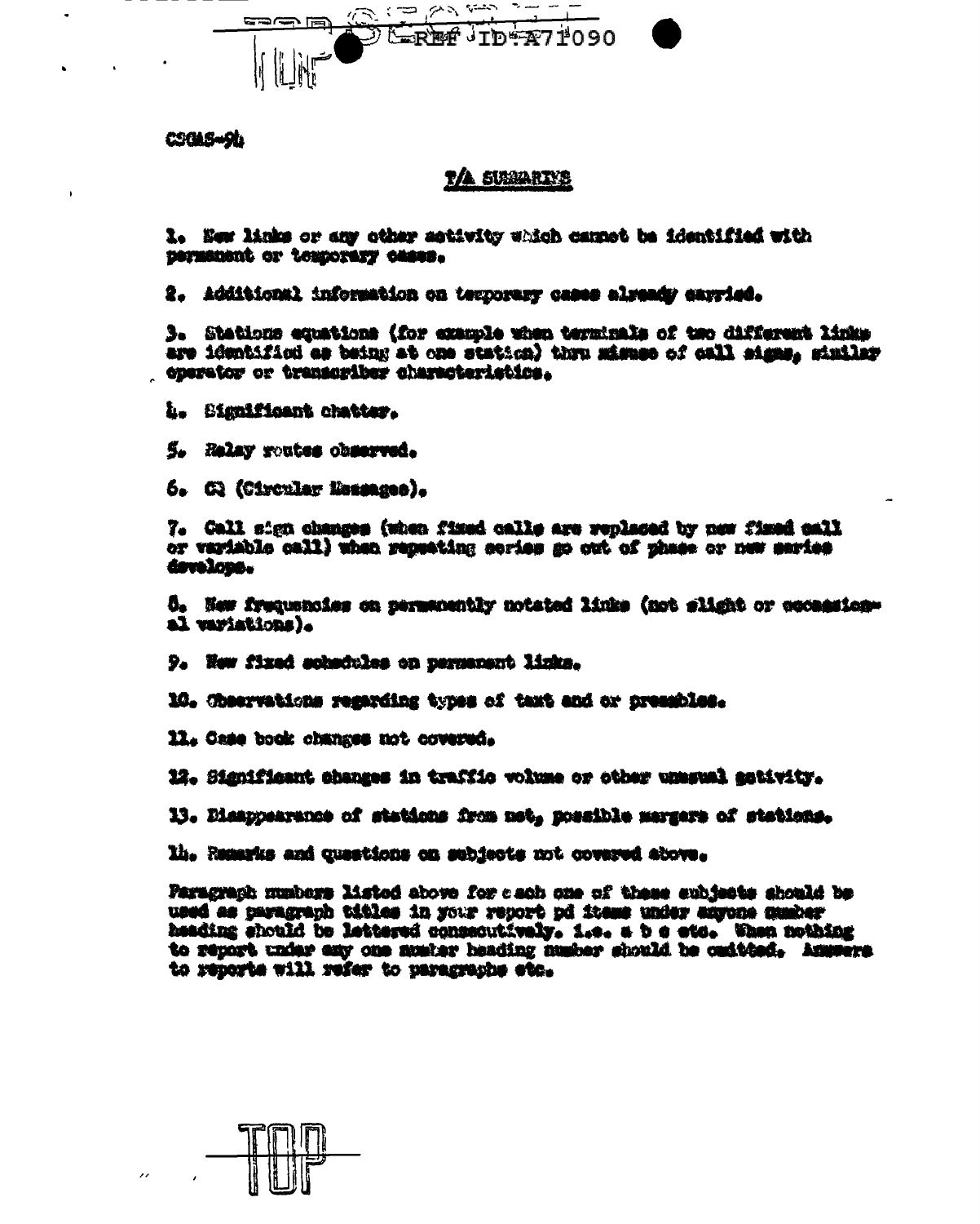CSGAS-94

## T/A SUMMARYS

1. New links or any other activity which cannot be identified with permanent or temporary cases.

2. Additional information on temporary cases already carried.

3. Stations equations (for example when terminals of two different links are identified as being at one station) thru misuse of call signs, similar operator or transcriber characteristics.

4. Significant chatter.

5. Relay routes observed.

6. CQ (Circular Messages).

7. Call sign changes (when fixed calls are replaced by new fixed call or variable call) when repeating series go out of phase or new series develops.

8. New frequencies on permanently notated links (not slight or occassional variations).

9. New fixed schedules on permanent links.

10. Observations regarding types of text and or preambles.

11. Case book changes not covered.

12. Significant changes in traffic volume or other unusual activity.

13. Disappearance of stations from net, possible mergers of stations.

14. Remarks and questions on subjects not covered above.

Paragraph numbers listed above for each one of these subjects should be used as paragraph titles in your report pd items under anyone number heading should be lettered consecutively. i.e. a b c etc. When nothing to report under any one number heading number should be omitted. Answers to reports will refer to paragraphs etc.